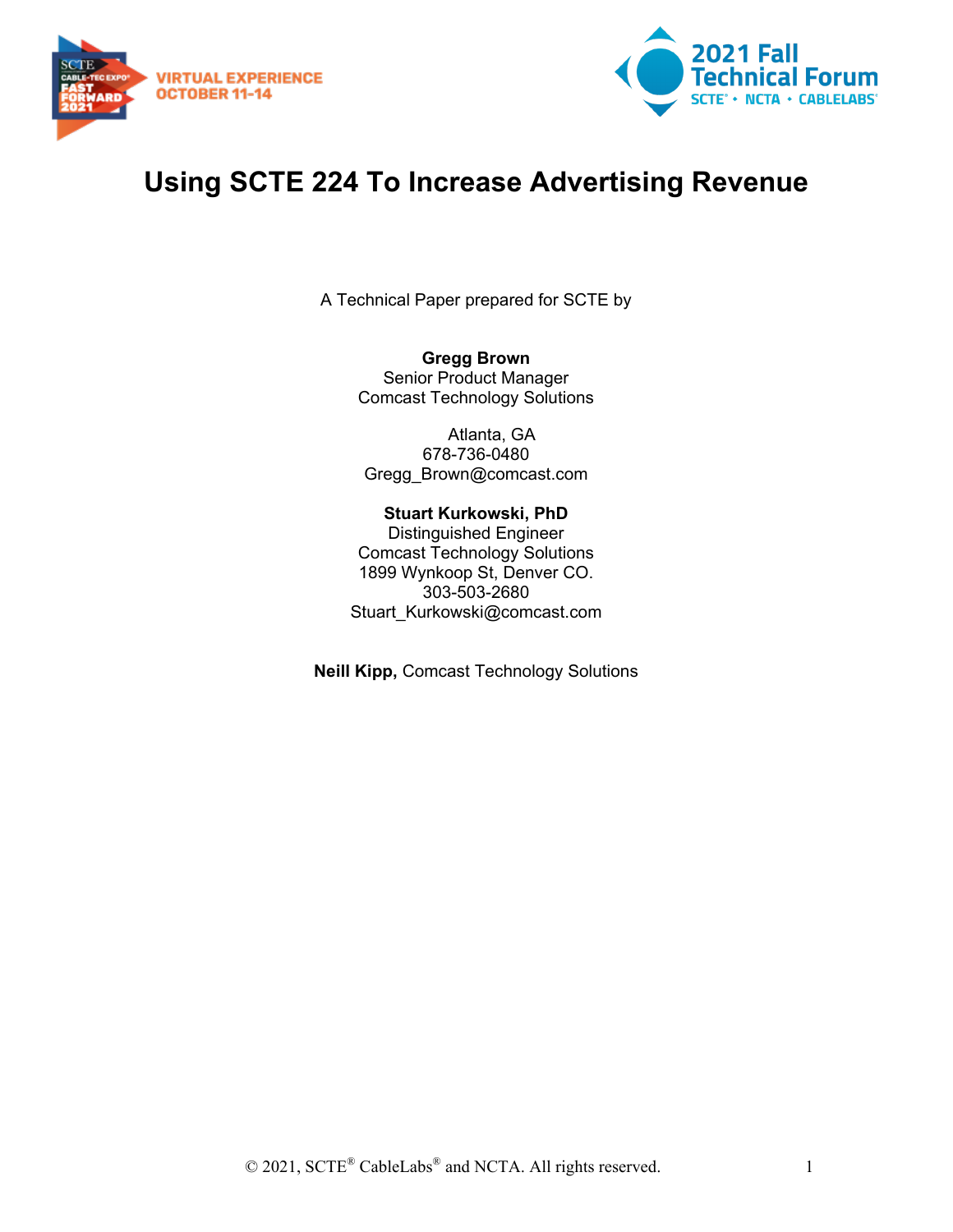# Using SCTE 224 To Increase Advertising Revenue

A Technical Paper prepared for SCTE by

**Gregg Brown**
Senior Product Manager
Comcast Technology Solutions

Atlanta, GA
678-736-0480
Gregg_Brown@comcast.com

**Stuart Kurkowski, PhD**
Distinguished Engineer
Comcast Technology Solutions
1899 Wynkoop St, Denver CO.
303-503-2680
Stuart_Kurkowski@comcast.com

**Neill Kipp,** Comcast Technology Solutions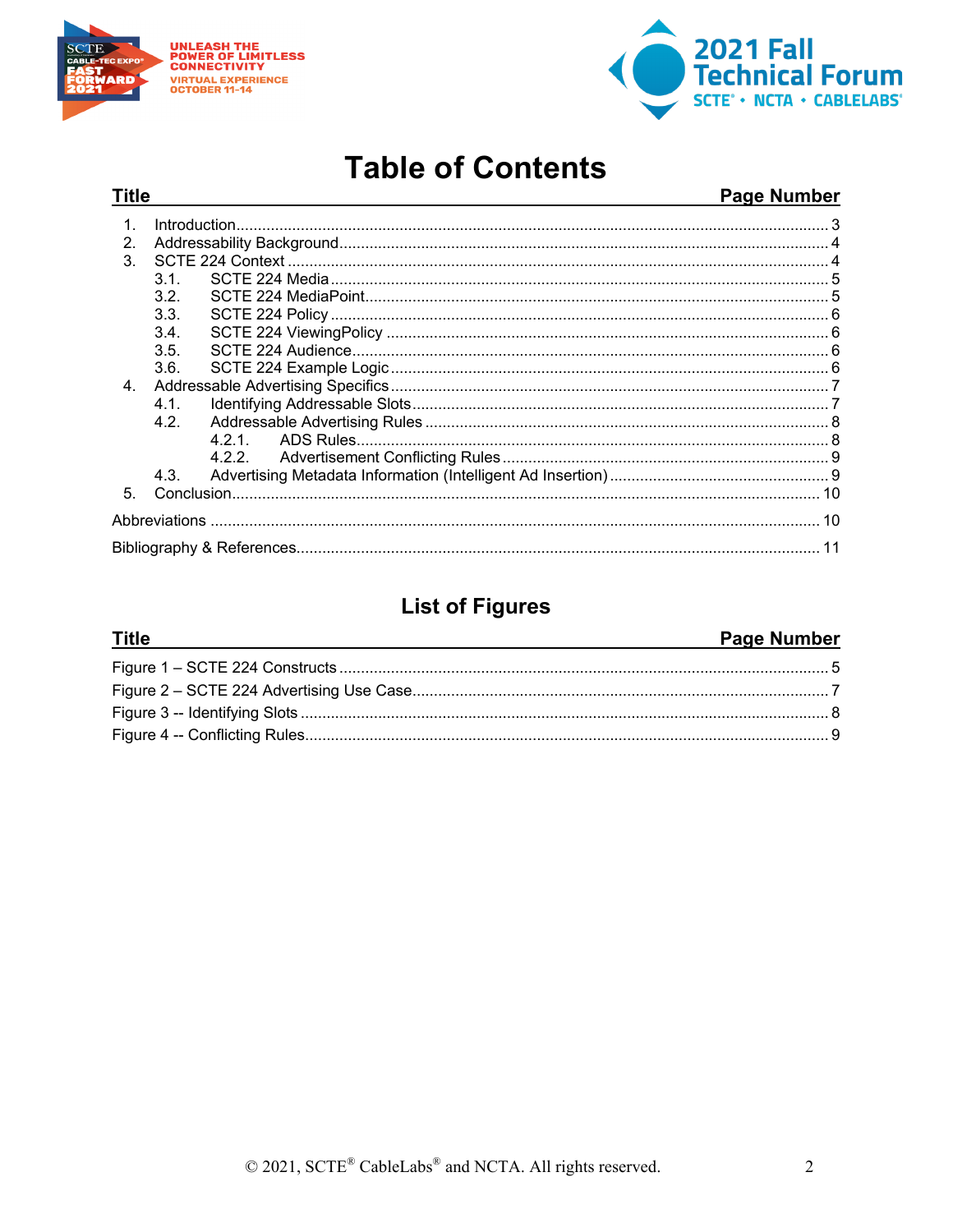# Table of Contents

| Title | Page Number |
|---|---|
| 1. Introduction | 3 |
| 2. Addressability Background | 4 |
| 3. SCTE 224 Context | 4 |
| 3.1. SCTE 224 Media | 5 |
| 3.2. SCTE 224 MediaPoint | 5 |
| 3.3. SCTE 224 Policy | 6 |
| 3.4. SCTE 224 ViewingPolicy | 6 |
| 3.5. SCTE 224 Audience | 6 |
| 3.6. SCTE 224 Example Logic | 6 |
| 4. Addressable Advertising Specifics | 7 |
| 4.1. Identifying Addressable Slots | 7 |
| 4.2. Addressable Advertising Rules | 8 |
| 4.2.1. ADS Rules | 8 |
| 4.2.2. Advertisement Conflicting Rules | 9 |
| 4.3. Advertising Metadata Information (Intelligent Ad Insertion) | 9 |
| 5. Conclusion | 10 |
| Abbreviations | 10 |
| Bibliography & References | 11 |

## List of Figures

| Title | Page Number |
|---|---|
| Figure 1 – SCTE 224 Constructs | 5 |
| Figure 2 – SCTE 224 Advertising Use Case | 7 |
| Figure 3 -- Identifying Slots | 8 |
| Figure 4 -- Conflicting Rules | 9 |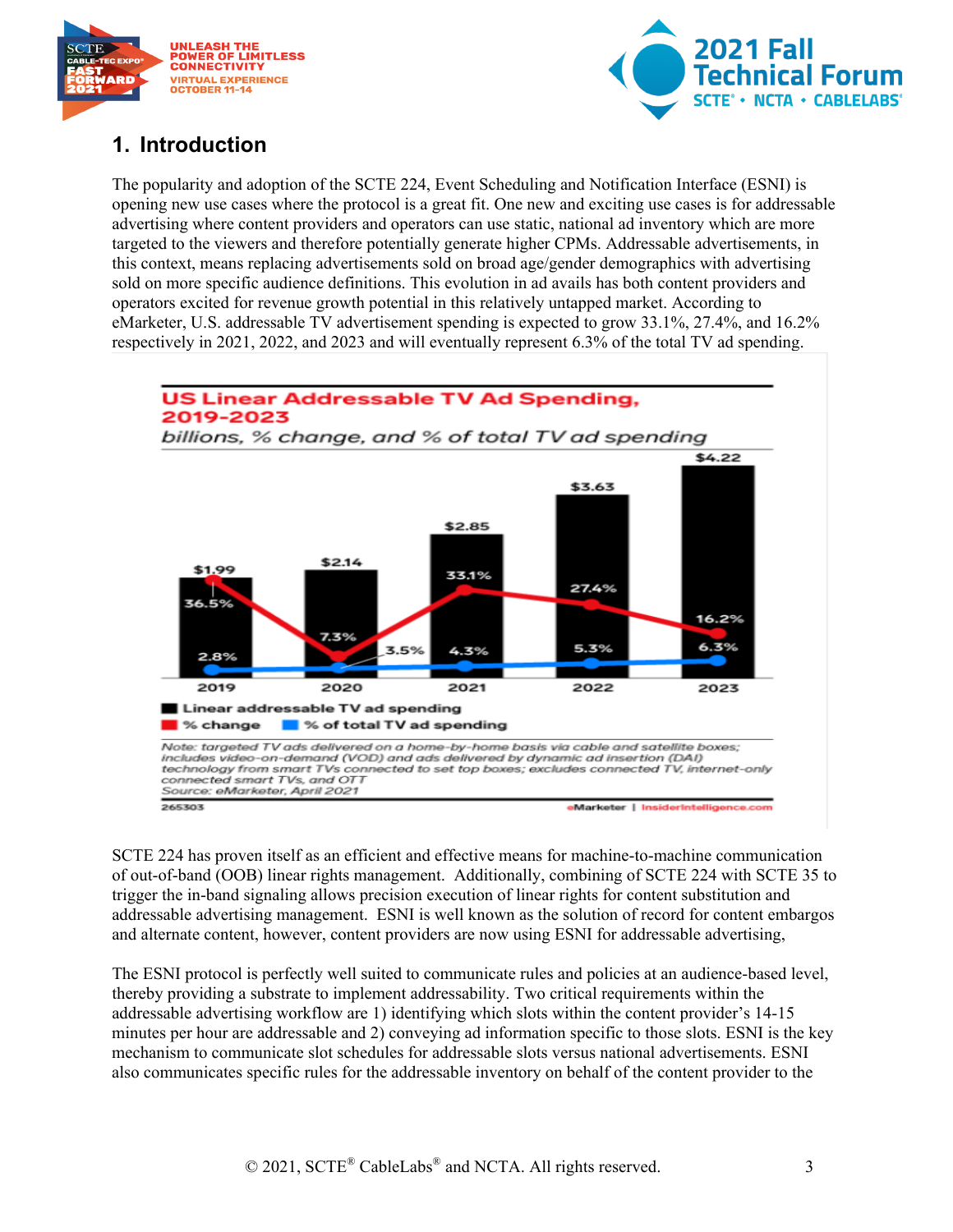## 1. Introduction

The popularity and adoption of the SCTE 224, Event Scheduling and Notification Interface (ESNI) is opening new use cases where the protocol is a great fit. One new and exciting use cases is for addressable advertising where content providers and operators can use static, national ad inventory which are more targeted to the viewers and therefore potentially generate higher CPMs. Addressable advertisements, in this context, means replacing advertisements sold on broad age/gender demographics with advertising sold on more specific audience definitions. This evolution in ad avails has both content providers and operators excited for revenue growth potential in this relatively untapped market. According to eMarketer, U.S. addressable TV advertisement spending is expected to grow 33.1%, 27.4%, and 16.2% respectively in 2021, 2022, and 2023 and will eventually represent 6.3% of the total TV ad spending.

**US Linear Addressable TV Ad Spending, 2019-2023**

*billions, % change, and % of total TV ad spending*

| | 2019 | 2020 | 2021 | 2022 | 2023 |
|---|---|---|---|---|---|
| Linear addressable TV ad spending | $1.99 | $2.14 | $2.85 | $3.63 | $4.22 |
| % change | 36.5% | 7.3% | 33.1% | 27.4% | 16.2% |
| % of total TV ad spending | 2.8% | 3.5% | 4.3% | 5.3% | 6.3% |

*Note: targeted TV ads delivered on a home-by-home basis via cable and satellite boxes; includes video-on-demand (VOD) and ads delivered by dynamic ad insertion (DAI) technology from smart TVs connected to set top boxes; excludes connected TV, internet-only connected smart TVs, and OTT*
*Source: eMarketer, April 2021*

265303 — eMarketer | InsiderIntelligence.com

SCTE 224 has proven itself as an efficient and effective means for machine-to-machine communication of out-of-band (OOB) linear rights management. Additionally, combining of SCTE 224 with SCTE 35 to trigger the in-band signaling allows precision execution of linear rights for content substitution and addressable advertising management. ESNI is well known as the solution of record for content embargos and alternate content, however, content providers are now using ESNI for addressable advertising,

The ESNI protocol is perfectly well suited to communicate rules and policies at an audience-based level, thereby providing a substrate to implement addressability. Two critical requirements within the addressable advertising workflow are 1) identifying which slots within the content provider's 14-15 minutes per hour are addressable and 2) conveying ad information specific to those slots. ESNI is the key mechanism to communicate slot schedules for addressable slots versus national advertisements. ESNI also communicates specific rules for the addressable inventory on behalf of the content provider to the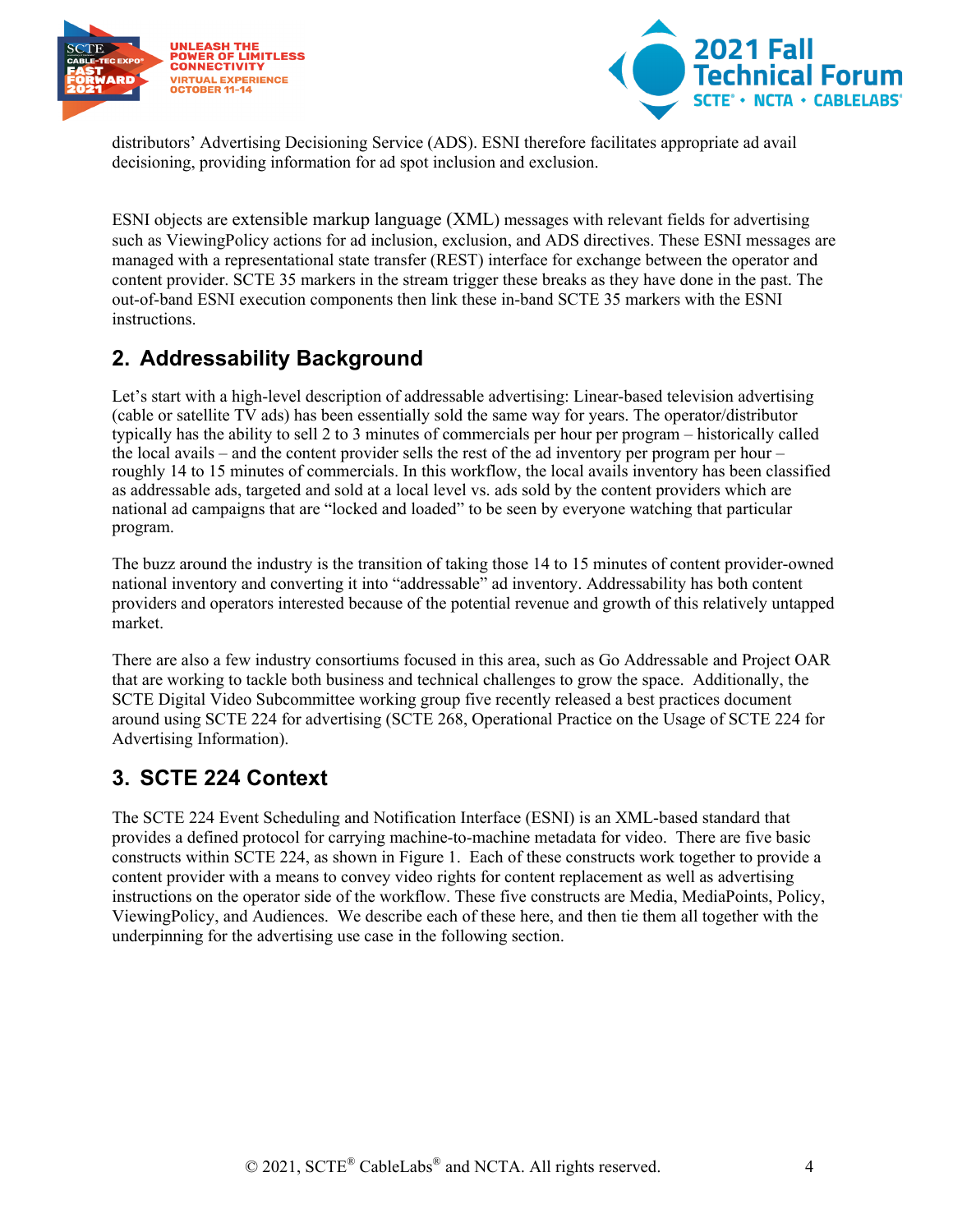distributors' Advertising Decisioning Service (ADS). ESNI therefore facilitates appropriate ad avail decisioning, providing information for ad spot inclusion and exclusion.

ESNI objects are extensible markup language (XML) messages with relevant fields for advertising such as ViewingPolicy actions for ad inclusion, exclusion, and ADS directives. These ESNI messages are managed with a representational state transfer (REST) interface for exchange between the operator and content provider. SCTE 35 markers in the stream trigger these breaks as they have done in the past. The out-of-band ESNI execution components then link these in-band SCTE 35 markers with the ESNI instructions.

## 2. Addressability Background

Let's start with a high-level description of addressable advertising: Linear-based television advertising (cable or satellite TV ads) has been essentially sold the same way for years. The operator/distributor typically has the ability to sell 2 to 3 minutes of commercials per hour per program – historically called the local avails – and the content provider sells the rest of the ad inventory per program per hour – roughly 14 to 15 minutes of commercials. In this workflow, the local avails inventory has been classified as addressable ads, targeted and sold at a local level vs. ads sold by the content providers which are national ad campaigns that are "locked and loaded" to be seen by everyone watching that particular program.

The buzz around the industry is the transition of taking those 14 to 15 minutes of content provider-owned national inventory and converting it into "addressable" ad inventory. Addressability has both content providers and operators interested because of the potential revenue and growth of this relatively untapped market.

There are also a few industry consortiums focused in this area, such as Go Addressable and Project OAR that are working to tackle both business and technical challenges to grow the space. Additionally, the SCTE Digital Video Subcommittee working group five recently released a best practices document around using SCTE 224 for advertising (SCTE 268, Operational Practice on the Usage of SCTE 224 for Advertising Information).

## 3. SCTE 224 Context

The SCTE 224 Event Scheduling and Notification Interface (ESNI) is an XML-based standard that provides a defined protocol for carrying machine-to-machine metadata for video. There are five basic constructs within SCTE 224, as shown in Figure 1. Each of these constructs work together to provide a content provider with a means to convey video rights for content replacement as well as advertising instructions on the operator side of the workflow. These five constructs are Media, MediaPoints, Policy, ViewingPolicy, and Audiences. We describe each of these here, and then tie them all together with the underpinning for the advertising use case in the following section.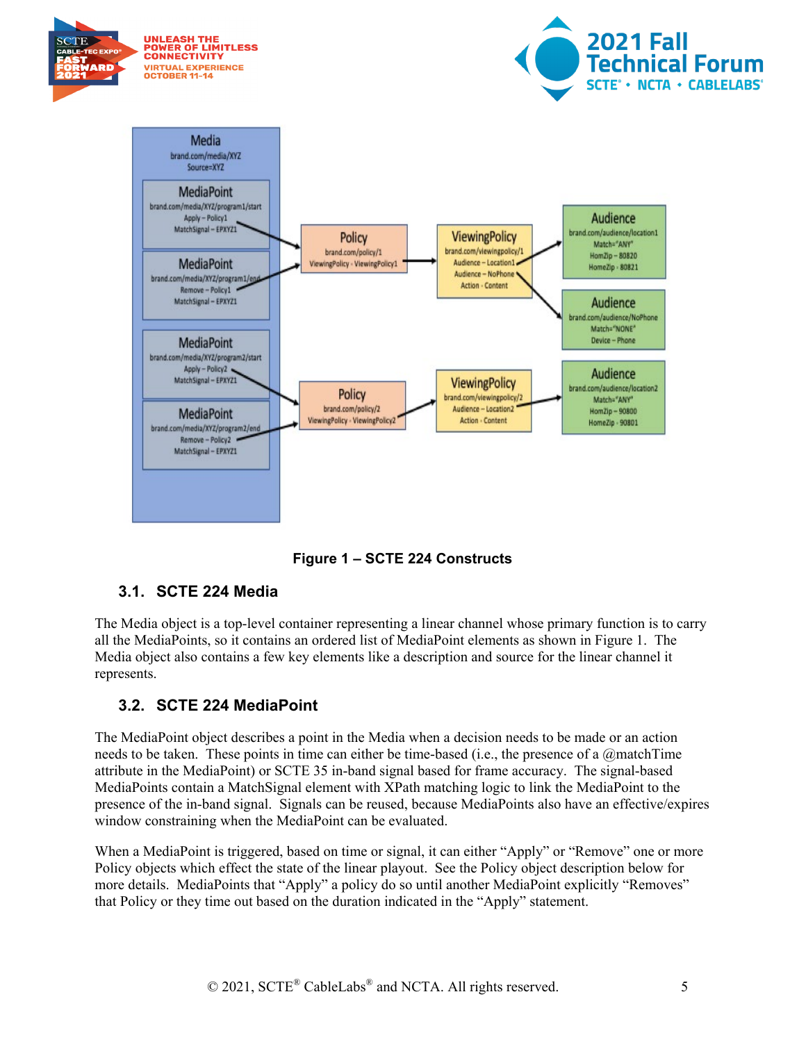Figure 1 – SCTE 224 Constructs

### 3.1. SCTE 224 Media

The Media object is a top-level container representing a linear channel whose primary function is to carry all the MediaPoints, so it contains an ordered list of MediaPoint elements as shown in Figure 1. The Media object also contains a few key elements like a description and source for the linear channel it represents.

### 3.2. SCTE 224 MediaPoint

The MediaPoint object describes a point in the Media when a decision needs to be made or an action needs to be taken. These points in time can either be time-based (i.e., the presence of a @matchTime attribute in the MediaPoint) or SCTE 35 in-band signal based for frame accuracy. The signal-based MediaPoints contain a MatchSignal element with XPath matching logic to link the MediaPoint to the presence of the in-band signal. Signals can be reused, because MediaPoints also have an effective/expires window constraining when the MediaPoint can be evaluated.

When a MediaPoint is triggered, based on time or signal, it can either "Apply" or "Remove" one or more Policy objects which effect the state of the linear playout. See the Policy object description below for more details. MediaPoints that "Apply" a policy do so until another MediaPoint explicitly "Removes" that Policy or they time out based on the duration indicated in the "Apply" statement.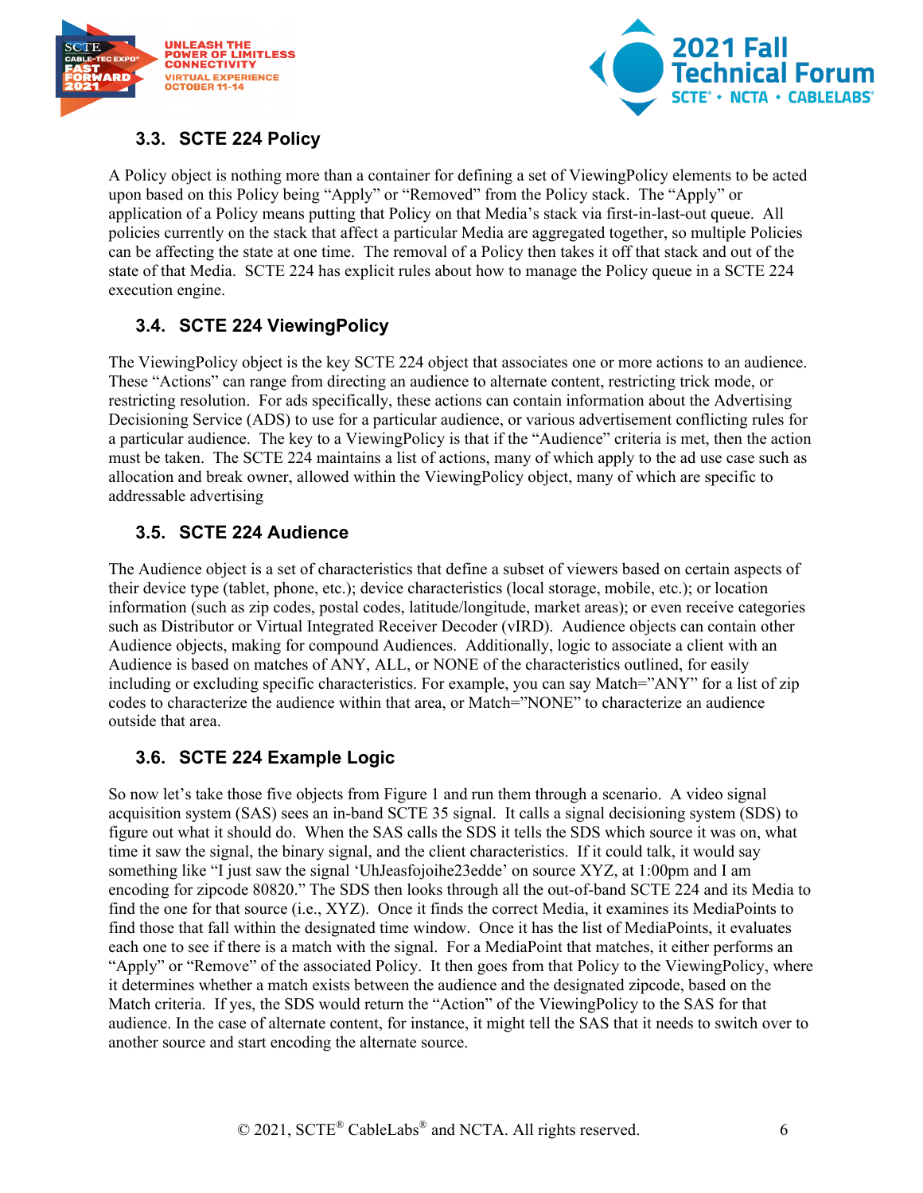### 3.3. SCTE 224 Policy

A Policy object is nothing more than a container for defining a set of ViewingPolicy elements to be acted upon based on this Policy being “Apply” or “Removed” from the Policy stack. The “Apply” or application of a Policy means putting that Policy on that Media’s stack via first-in-last-out queue. All policies currently on the stack that affect a particular Media are aggregated together, so multiple Policies can be affecting the state at one time. The removal of a Policy then takes it off that stack and out of the state of that Media. SCTE 224 has explicit rules about how to manage the Policy queue in a SCTE 224 execution engine.

### 3.4. SCTE 224 ViewingPolicy

The ViewingPolicy object is the key SCTE 224 object that associates one or more actions to an audience. These “Actions” can range from directing an audience to alternate content, restricting trick mode, or restricting resolution. For ads specifically, these actions can contain information about the Advertising Decisioning Service (ADS) to use for a particular audience, or various advertisement conflicting rules for a particular audience. The key to a ViewingPolicy is that if the “Audience” criteria is met, then the action must be taken. The SCTE 224 maintains a list of actions, many of which apply to the ad use case such as allocation and break owner, allowed within the ViewingPolicy object, many of which are specific to addressable advertising

### 3.5. SCTE 224 Audience

The Audience object is a set of characteristics that define a subset of viewers based on certain aspects of their device type (tablet, phone, etc.); device characteristics (local storage, mobile, etc.); or location information (such as zip codes, postal codes, latitude/longitude, market areas); or even receive categories such as Distributor or Virtual Integrated Receiver Decoder (vIRD). Audience objects can contain other Audience objects, making for compound Audiences. Additionally, logic to associate a client with an Audience is based on matches of ANY, ALL, or NONE of the characteristics outlined, for easily including or excluding specific characteristics. For example, you can say Match=”ANY” for a list of zip codes to characterize the audience within that area, or Match=”NONE” to characterize an audience outside that area.

### 3.6. SCTE 224 Example Logic

So now let’s take those five objects from Figure 1 and run them through a scenario. A video signal acquisition system (SAS) sees an in-band SCTE 35 signal. It calls a signal decisioning system (SDS) to figure out what it should do. When the SAS calls the SDS it tells the SDS which source it was on, what time it saw the signal, the binary signal, and the client characteristics. If it could talk, it would say something like “I just saw the signal ‘UhJeasfojoihe23edde’ on source XYZ, at 1:00pm and I am encoding for zipcode 80820.” The SDS then looks through all the out-of-band SCTE 224 and its Media to find the one for that source (i.e., XYZ). Once it finds the correct Media, it examines its MediaPoints to find those that fall within the designated time window. Once it has the list of MediaPoints, it evaluates each one to see if there is a match with the signal. For a MediaPoint that matches, it either performs an “Apply” or “Remove” of the associated Policy. It then goes from that Policy to the ViewingPolicy, where it determines whether a match exists between the audience and the designated zipcode, based on the Match criteria. If yes, the SDS would return the “Action” of the ViewingPolicy to the SAS for that audience. In the case of alternate content, for instance, it might tell the SAS that it needs to switch over to another source and start encoding the alternate source.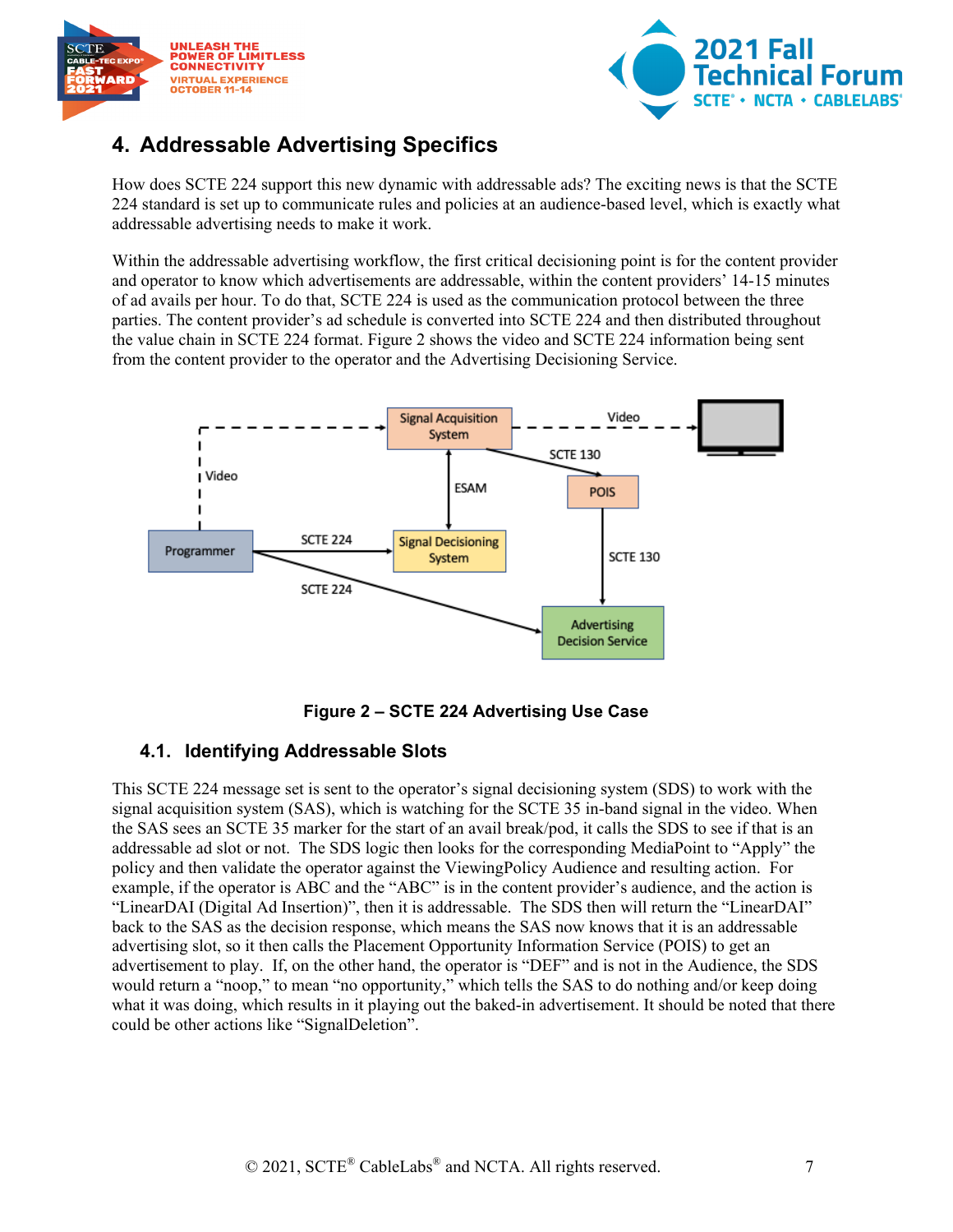## 4. Addressable Advertising Specifics

How does SCTE 224 support this new dynamic with addressable ads? The exciting news is that the SCTE 224 standard is set up to communicate rules and policies at an audience-based level, which is exactly what addressable advertising needs to make it work.

Within the addressable advertising workflow, the first critical decisioning point is for the content provider and operator to know which advertisements are addressable, within the content providers' 14-15 minutes of ad avails per hour. To do that, SCTE 224 is used as the communication protocol between the three parties. The content provider's ad schedule is converted into SCTE 224 and then distributed throughout the value chain in SCTE 224 format. Figure 2 shows the video and SCTE 224 information being sent from the content provider to the operator and the Advertising Decisioning Service.

**Figure 2 – SCTE 224 Advertising Use Case**

### 4.1. Identifying Addressable Slots

This SCTE 224 message set is sent to the operator's signal decisioning system (SDS) to work with the signal acquisition system (SAS), which is watching for the SCTE 35 in-band signal in the video. When the SAS sees an SCTE 35 marker for the start of an avail break/pod, it calls the SDS to see if that is an addressable ad slot or not. The SDS logic then looks for the corresponding MediaPoint to "Apply" the policy and then validate the operator against the ViewingPolicy Audience and resulting action. For example, if the operator is ABC and the "ABC" is in the content provider's audience, and the action is "LinearDAI (Digital Ad Insertion)", then it is addressable. The SDS then will return the "LinearDAI" back to the SAS as the decision response, which means the SAS now knows that it is an addressable advertising slot, so it then calls the Placement Opportunity Information Service (POIS) to get an advertisement to play. If, on the other hand, the operator is "DEF" and is not in the Audience, the SDS would return a "noop," to mean "no opportunity," which tells the SAS to do nothing and/or keep doing what it was doing, which results in it playing out the baked-in advertisement. It should be noted that there could be other actions like "SignalDeletion".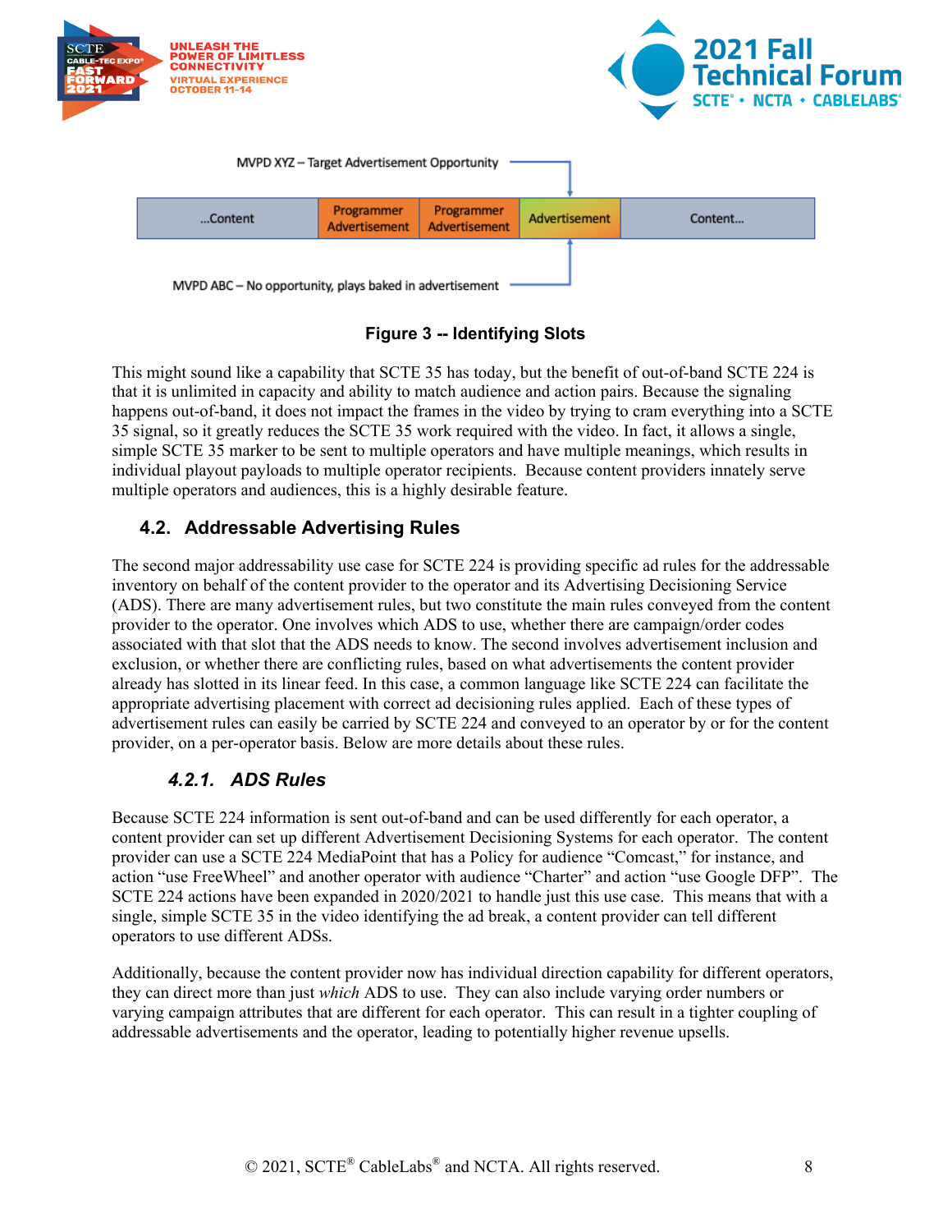MVPD XYZ – Target Advertisement Opportunity

| ...Content | Programmer Advertisement | Programmer Advertisement | Advertisement | Content... |
|---|---|---|---|---|

MVPD ABC – No opportunity, plays baked in advertisement

**Figure 3 -- Identifying Slots**

This might sound like a capability that SCTE 35 has today, but the benefit of out-of-band SCTE 224 is that it is unlimited in capacity and ability to match audience and action pairs. Because the signaling happens out-of-band, it does not impact the frames in the video by trying to cram everything into a SCTE 35 signal, so it greatly reduces the SCTE 35 work required with the video. In fact, it allows a single, simple SCTE 35 marker to be sent to multiple operators and have multiple meanings, which results in individual playout payloads to multiple operator recipients. Because content providers innately serve multiple operators and audiences, this is a highly desirable feature.

## 4.2. Addressable Advertising Rules

The second major addressability use case for SCTE 224 is providing specific ad rules for the addressable inventory on behalf of the content provider to the operator and its Advertising Decisioning Service (ADS). There are many advertisement rules, but two constitute the main rules conveyed from the content provider to the operator. One involves which ADS to use, whether there are campaign/order codes associated with that slot that the ADS needs to know. The second involves advertisement inclusion and exclusion, or whether there are conflicting rules, based on what advertisements the content provider already has slotted in its linear feed. In this case, a common language like SCTE 224 can facilitate the appropriate advertising placement with correct ad decisioning rules applied. Each of these types of advertisement rules can easily be carried by SCTE 224 and conveyed to an operator by or for the content provider, on a per-operator basis. Below are more details about these rules.

### *4.2.1. ADS Rules*

Because SCTE 224 information is sent out-of-band and can be used differently for each operator, a content provider can set up different Advertisement Decisioning Systems for each operator. The content provider can use a SCTE 224 MediaPoint that has a Policy for audience "Comcast," for instance, and action "use FreeWheel" and another operator with audience "Charter" and action "use Google DFP". The SCTE 224 actions have been expanded in 2020/2021 to handle just this use case. This means that with a single, simple SCTE 35 in the video identifying the ad break, a content provider can tell different operators to use different ADSs.

Additionally, because the content provider now has individual direction capability for different operators, they can direct more than just *which* ADS to use. They can also include varying order numbers or varying campaign attributes that are different for each operator. This can result in a tighter coupling of addressable advertisements and the operator, leading to potentially higher revenue upsells.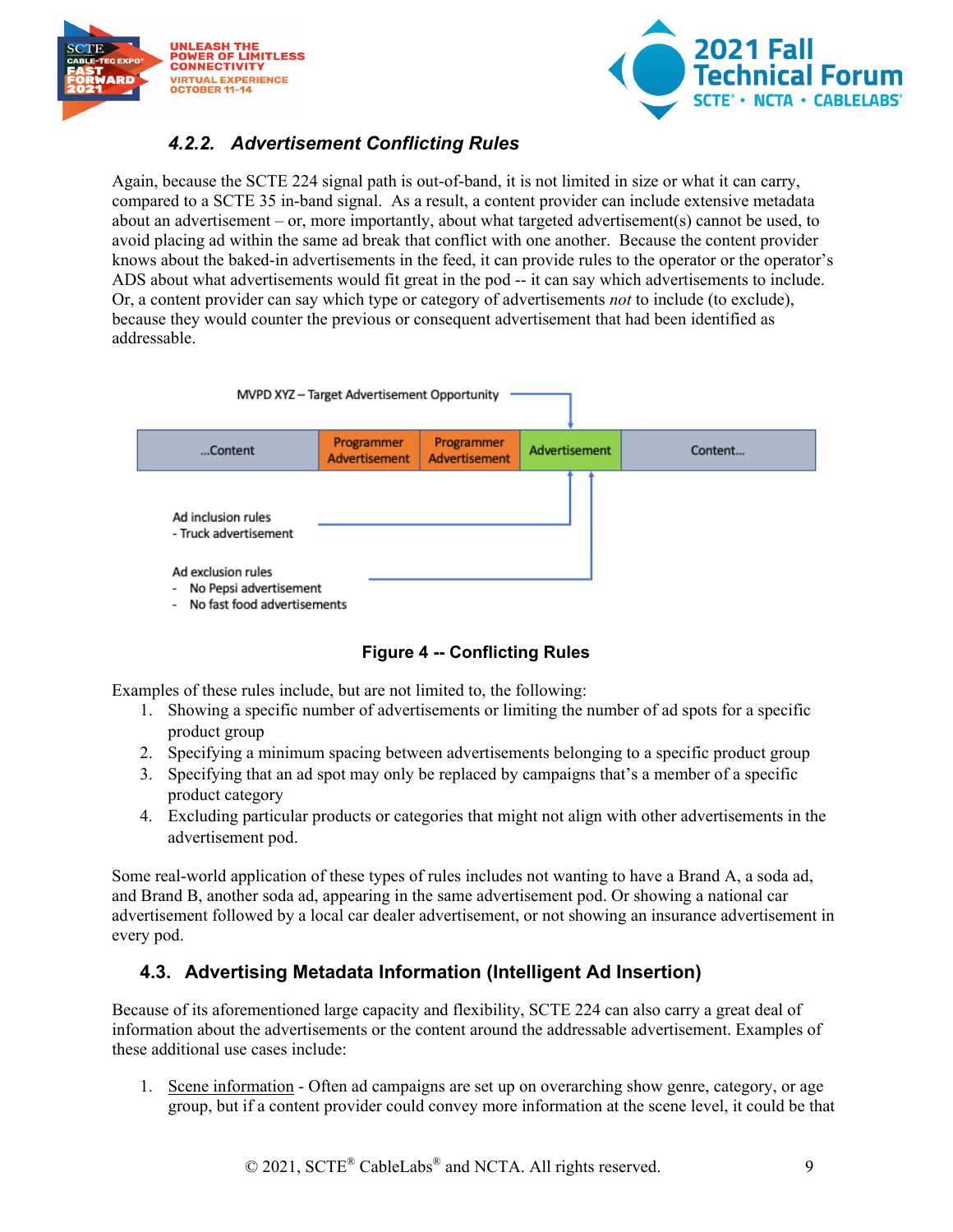#### 4.2.2. Advertisement Conflicting Rules

Again, because the SCTE 224 signal path is out-of-band, it is not limited in size or what it can carry, compared to a SCTE 35 in-band signal. As a result, a content provider can include extensive metadata about an advertisement – or, more importantly, about what targeted advertisement(s) cannot be used, to avoid placing ad within the same ad break that conflict with one another. Because the content provider knows about the baked-in advertisements in the feed, it can provide rules to the operator or the operator's ADS about what advertisements would fit great in the pod -- it can say which advertisements to include. Or, a content provider can say which type or category of advertisements *not* to include (to exclude), because they would counter the previous or consequent advertisement that had been identified as addressable.

MVPD XYZ – Target Advertisement Opportunity

| ...Content | Programmer Advertisement | Programmer Advertisement | Advertisement | Content... |
|---|---|---|---|---|

Ad inclusion rules
- Truck advertisement

Ad exclusion rules
- No Pepsi advertisement
- No fast food advertisements

**Figure 4 -- Conflicting Rules**

Examples of these rules include, but are not limited to, the following:

1. Showing a specific number of advertisements or limiting the number of ad spots for a specific product group
2. Specifying a minimum spacing between advertisements belonging to a specific product group
3. Specifying that an ad spot may only be replaced by campaigns that's a member of a specific product category
4. Excluding particular products or categories that might not align with other advertisements in the advertisement pod.

Some real-world application of these types of rules includes not wanting to have a Brand A, a soda ad, and Brand B, another soda ad, appearing in the same advertisement pod. Or showing a national car advertisement followed by a local car dealer advertisement, or not showing an insurance advertisement in every pod.

### 4.3. Advertising Metadata Information (Intelligent Ad Insertion)

Because of its aforementioned large capacity and flexibility, SCTE 224 can also carry a great deal of information about the advertisements or the content around the addressable advertisement. Examples of these additional use cases include:

1. Scene information - Often ad campaigns are set up on overarching show genre, category, or age group, but if a content provider could convey more information at the scene level, it could be that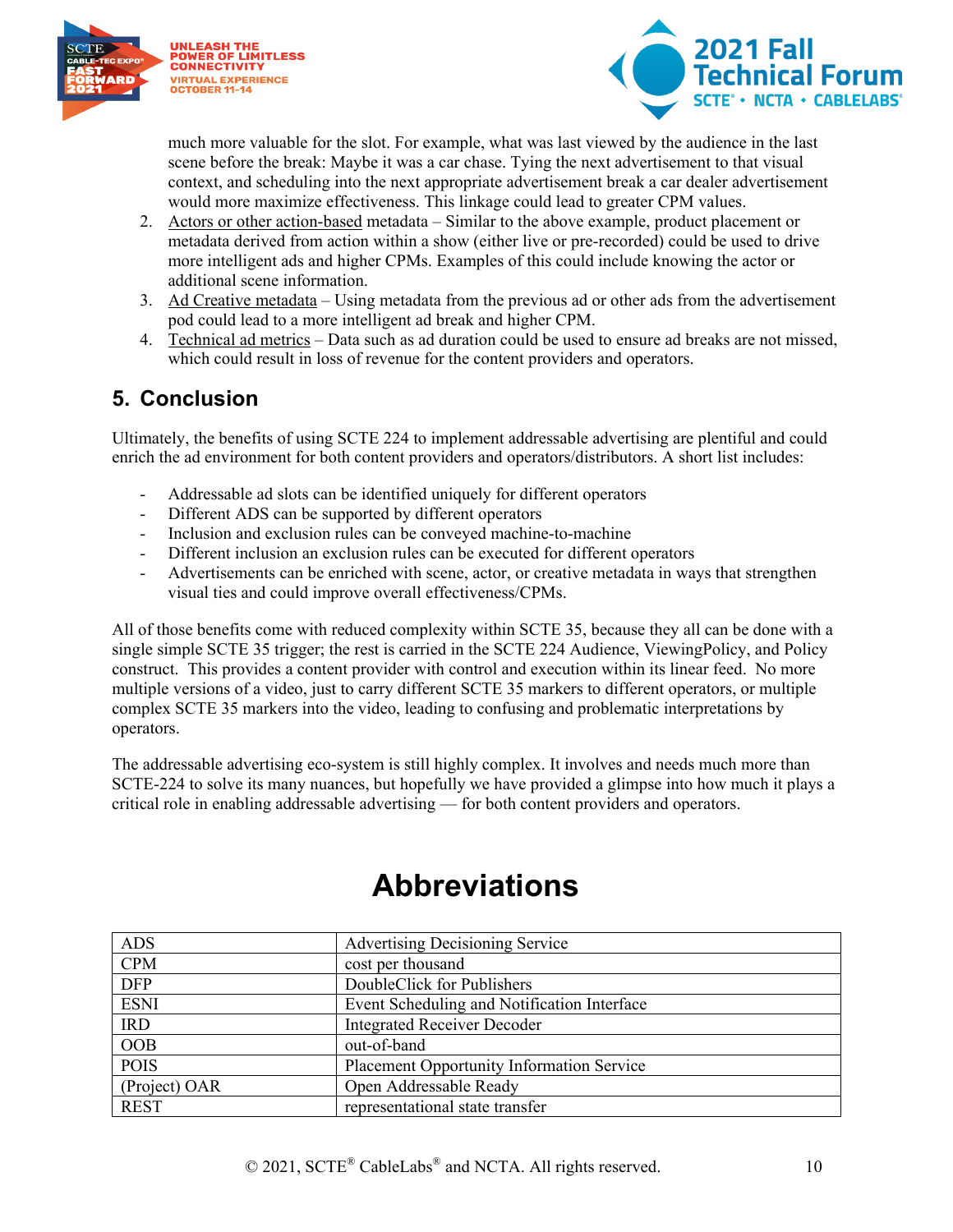much more valuable for the slot. For example, what was last viewed by the audience in the last scene before the break: Maybe it was a car chase. Tying the next advertisement to that visual context, and scheduling into the next appropriate advertisement break a car dealer advertisement would more maximize effectiveness. This linkage could lead to greater CPM values.

2. Actors or other action-based metadata – Similar to the above example, product placement or metadata derived from action within a show (either live or pre-recorded) could be used to drive more intelligent ads and higher CPMs. Examples of this could include knowing the actor or additional scene information.
3. Ad Creative metadata – Using metadata from the previous ad or other ads from the advertisement pod could lead to a more intelligent ad break and higher CPM.
4. Technical ad metrics – Data such as ad duration could be used to ensure ad breaks are not missed, which could result in loss of revenue for the content providers and operators.

## 5. Conclusion

Ultimately, the benefits of using SCTE 224 to implement addressable advertising are plentiful and could enrich the ad environment for both content providers and operators/distributors. A short list includes:

- Addressable ad slots can be identified uniquely for different operators
- Different ADS can be supported by different operators
- Inclusion and exclusion rules can be conveyed machine-to-machine
- Different inclusion an exclusion rules can be executed for different operators
- Advertisements can be enriched with scene, actor, or creative metadata in ways that strengthen visual ties and could improve overall effectiveness/CPMs.

All of those benefits come with reduced complexity within SCTE 35, because they all can be done with a single simple SCTE 35 trigger; the rest is carried in the SCTE 224 Audience, ViewingPolicy, and Policy construct. This provides a content provider with control and execution within its linear feed. No more multiple versions of a video, just to carry different SCTE 35 markers to different operators, or multiple complex SCTE 35 markers into the video, leading to confusing and problematic interpretations by operators.

The addressable advertising eco-system is still highly complex. It involves and needs much more than SCTE-224 to solve its many nuances, but hopefully we have provided a glimpse into how much it plays a critical role in enabling addressable advertising — for both content providers and operators.

# Abbreviations

| | |
|---|---|
| ADS | Advertising Decisioning Service |
| CPM | cost per thousand |
| DFP | DoubleClick for Publishers |
| ESNI | Event Scheduling and Notification Interface |
| IRD | Integrated Receiver Decoder |
| OOB | out-of-band |
| POIS | Placement Opportunity Information Service |
| (Project) OAR | Open Addressable Ready |
| REST | representational state transfer |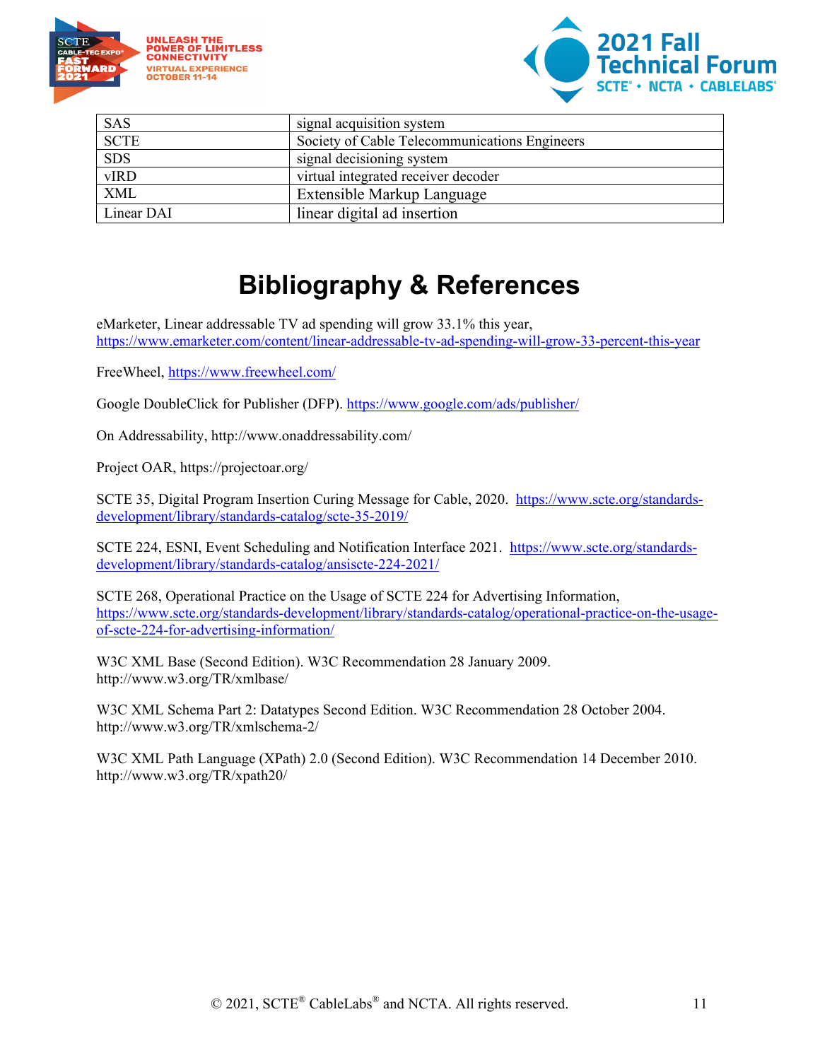| | |
|---|---|
| SAS | signal acquisition system |
| SCTE | Society of Cable Telecommunications Engineers |
| SDS | signal decisioning system |
| vIRD | virtual integrated receiver decoder |
| XML | Extensible Markup Language |
| Linear DAI | linear digital ad insertion |

# Bibliography & References

eMarketer, Linear addressable TV ad spending will grow 33.1% this year, https://www.emarketer.com/content/linear-addressable-tv-ad-spending-will-grow-33-percent-this-year

FreeWheel, https://www.freewheel.com/

Google DoubleClick for Publisher (DFP). https://www.google.com/ads/publisher/

On Addressability, http://www.onaddressability.com/

Project OAR, https://projectoar.org/

SCTE 35, Digital Program Insertion Curing Message for Cable, 2020. https://www.scte.org/standards-development/library/standards-catalog/scte-35-2019/

SCTE 224, ESNI, Event Scheduling and Notification Interface 2021. https://www.scte.org/standards-development/library/standards-catalog/ansiscte-224-2021/

SCTE 268, Operational Practice on the Usage of SCTE 224 for Advertising Information, https://www.scte.org/standards-development/library/standards-catalog/operational-practice-on-the-usage-of-scte-224-for-advertising-information/

W3C XML Base (Second Edition). W3C Recommendation 28 January 2009. http://www.w3.org/TR/xmlbase/

W3C XML Schema Part 2: Datatypes Second Edition. W3C Recommendation 28 October 2004. http://www.w3.org/TR/xmlschema-2/

W3C XML Path Language (XPath) 2.0 (Second Edition). W3C Recommendation 14 December 2010. http://www.w3.org/TR/xpath20/